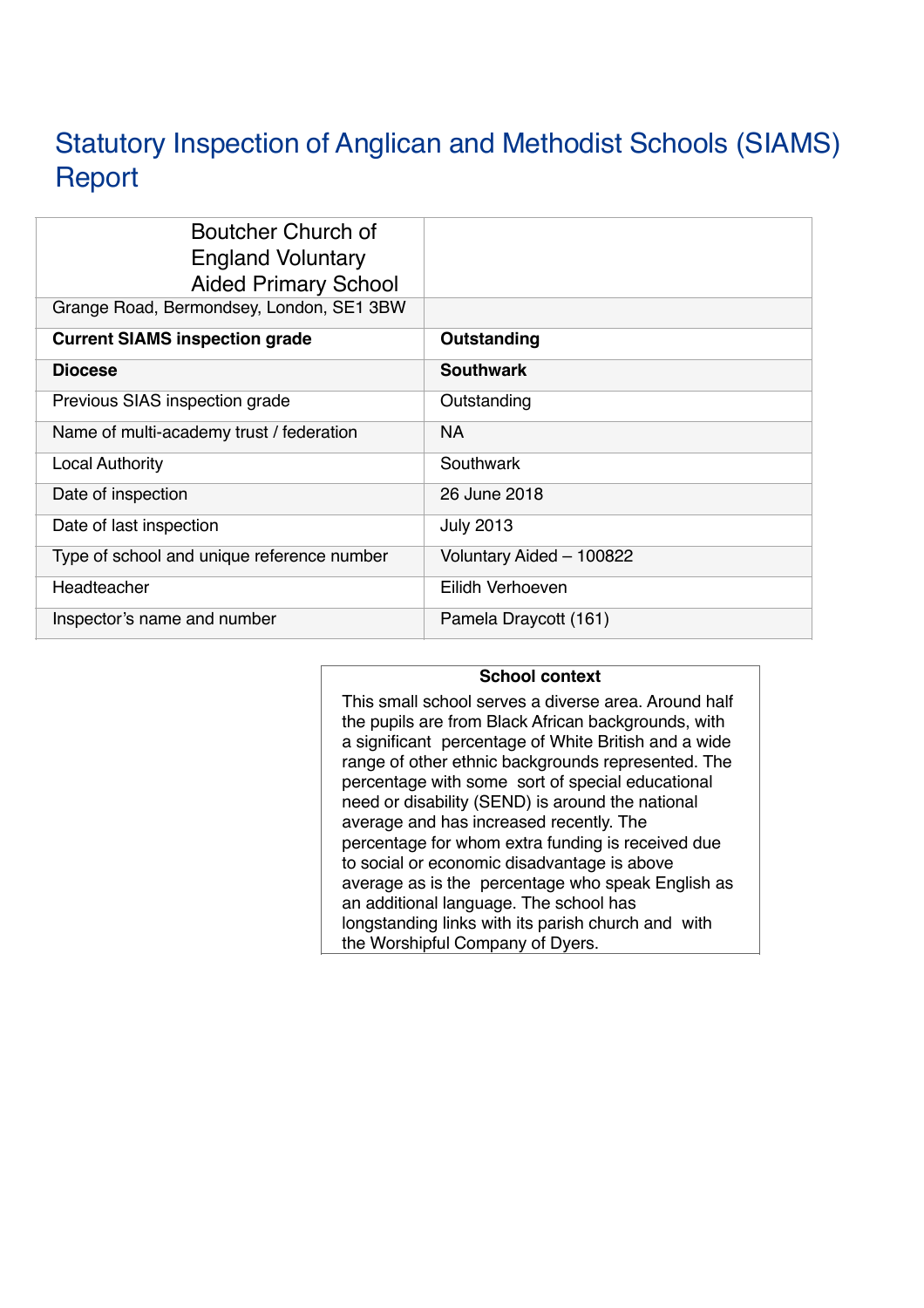# Statutory Inspection of Anglican and Methodist Schools (SIAMS) Report

| Boutcher Church of England Voluntary Aided Primary School | |
|---|---|
| Grange Road, Bermondsey, London, SE1 3BW | |
| **Current SIAMS inspection grade** | **Outstanding** |
| **Diocese** | **Southwark** |
| Previous SIAS inspection grade | Outstanding |
| Name of multi-academy trust / federation | NA |
| Local Authority | Southwark |
| Date of inspection | 26 June 2018 |
| Date of last inspection | July 2013 |
| Type of school and unique reference number | Voluntary Aided – 100822 |
| Headteacher | Eilidh Verhoeven |
| Inspector's name and number | Pamela Draycott (161) |

**School context**

This small school serves a diverse area. Around half the pupils are from Black African backgrounds, with a significant percentage of White British and a wide range of other ethnic backgrounds represented. The percentage with some sort of special educational need or disability (SEND) is around the national average and has increased recently. The percentage for whom extra funding is received due to social or economic disadvantage is above average as is the percentage who speak English as an additional language. The school has longstanding links with its parish church and with the Worshipful Company of Dyers.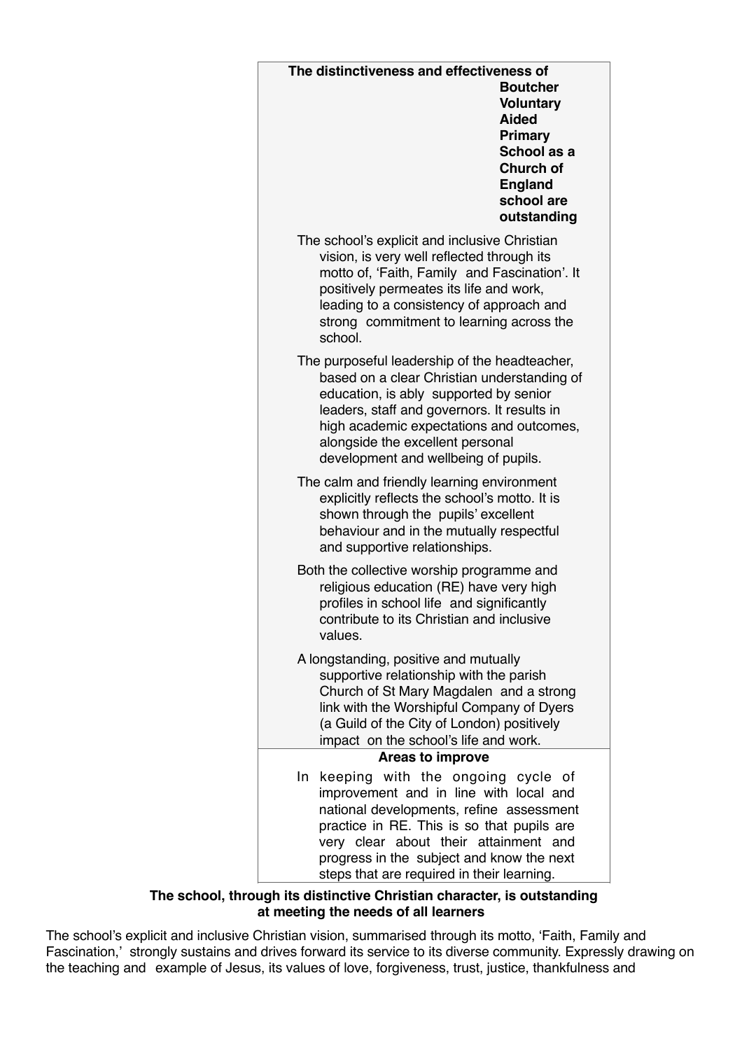**The distinctiveness and effectiveness of Boutcher Voluntary Aided Primary School as a Church of England school are outstanding**

- The school's explicit and inclusive Christian vision, is very well reflected through its motto of, 'Faith, Family and Fascination'. It positively permeates its life and work, leading to a consistency of approach and strong commitment to learning across the school.
- The purposeful leadership of the headteacher, based on a clear Christian understanding of education, is ably supported by senior leaders, staff and governors. It results in high academic expectations and outcomes, alongside the excellent personal development and wellbeing of pupils.
- The calm and friendly learning environment explicitly reflects the school's motto. It is shown through the pupils' excellent behaviour and in the mutually respectful and supportive relationships.
- Both the collective worship programme and religious education (RE) have very high profiles in school life and significantly contribute to its Christian and inclusive values.
- A longstanding, positive and mutually supportive relationship with the parish Church of St Mary Magdalen and a strong link with the Worshipful Company of Dyers (a Guild of the City of London) positively impact on the school's life and work.

**Areas to improve**

- In keeping with the ongoing cycle of improvement and in line with local and national developments, refine assessment practice in RE. This is so that pupils are very clear about their attainment and progress in the subject and know the next steps that are required in their learning.

**The school, through its distinctive Christian character, is outstanding at meeting the needs of all learners**

The school's explicit and inclusive Christian vision, summarised through its motto, 'Faith, Family and Fascination,' strongly sustains and drives forward its service to its diverse community. Expressly drawing on the teaching and example of Jesus, its values of love, forgiveness, trust, justice, thankfulness and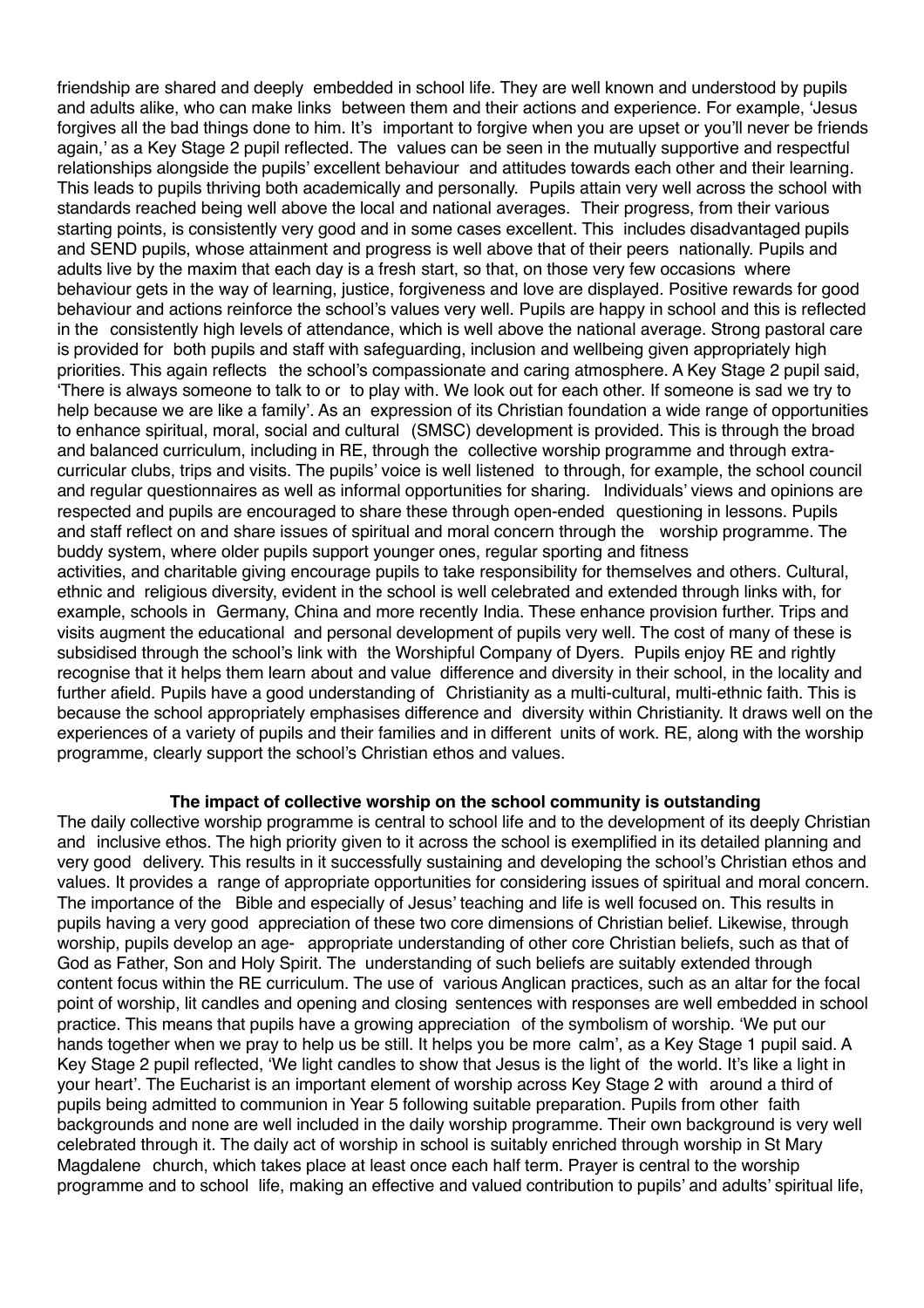friendship are shared and deeply embedded in school life. They are well known and understood by pupils and adults alike, who can make links between them and their actions and experience. For example, 'Jesus forgives all the bad things done to him. It's important to forgive when you are upset or you'll never be friends again,' as a Key Stage 2 pupil reflected. The values can be seen in the mutually supportive and respectful relationships alongside the pupils' excellent behaviour and attitudes towards each other and their learning. This leads to pupils thriving both academically and personally. Pupils attain very well across the school with standards reached being well above the local and national averages. Their progress, from their various starting points, is consistently very good and in some cases excellent. This includes disadvantaged pupils and SEND pupils, whose attainment and progress is well above that of their peers nationally. Pupils and adults live by the maxim that each day is a fresh start, so that, on those very few occasions where behaviour gets in the way of learning, justice, forgiveness and love are displayed. Positive rewards for good behaviour and actions reinforce the school's values very well. Pupils are happy in school and this is reflected in the consistently high levels of attendance, which is well above the national average. Strong pastoral care is provided for both pupils and staff with safeguarding, inclusion and wellbeing given appropriately high priorities. This again reflects the school's compassionate and caring atmosphere. A Key Stage 2 pupil said, 'There is always someone to talk to or to play with. We look out for each other. If someone is sad we try to help because we are like a family'. As an expression of its Christian foundation a wide range of opportunities to enhance spiritual, moral, social and cultural (SMSC) development is provided. This is through the broad and balanced curriculum, including in RE, through the collective worship programme and through extra-curricular clubs, trips and visits. The pupils' voice is well listened to through, for example, the school council and regular questionnaires as well as informal opportunities for sharing. Individuals' views and opinions are respected and pupils are encouraged to share these through open-ended questioning in lessons. Pupils and staff reflect on and share issues of spiritual and moral concern through the worship programme. The buddy system, where older pupils support younger ones, regular sporting and fitness activities, and charitable giving encourage pupils to take responsibility for themselves and others. Cultural, ethnic and religious diversity, evident in the school is well celebrated and extended through links with, for example, schools in Germany, China and more recently India. These enhance provision further. Trips and visits augment the educational and personal development of pupils very well. The cost of many of these is subsidised through the school's link with the Worshipful Company of Dyers. Pupils enjoy RE and rightly recognise that it helps them learn about and value difference and diversity in their school, in the locality and further afield. Pupils have a good understanding of Christianity as a multi-cultural, multi-ethnic faith. This is because the school appropriately emphasises difference and diversity within Christianity. It draws well on the experiences of a variety of pupils and their families and in different units of work. RE, along with the worship programme, clearly support the school's Christian ethos and values.

**The impact of collective worship on the school community is outstanding**

The daily collective worship programme is central to school life and to the development of its deeply Christian and inclusive ethos. The high priority given to it across the school is exemplified in its detailed planning and very good delivery. This results in it successfully sustaining and developing the school's Christian ethos and values. It provides a range of appropriate opportunities for considering issues of spiritual and moral concern. The importance of the Bible and especially of Jesus' teaching and life is well focused on. This results in pupils having a very good appreciation of these two core dimensions of Christian belief. Likewise, through worship, pupils develop an age- appropriate understanding of other core Christian beliefs, such as that of God as Father, Son and Holy Spirit. The understanding of such beliefs are suitably extended through content focus within the RE curriculum. The use of various Anglican practices, such as an altar for the focal point of worship, lit candles and opening and closing sentences with responses are well embedded in school practice. This means that pupils have a growing appreciation of the symbolism of worship. 'We put our hands together when we pray to help us be still. It helps you be more calm', as a Key Stage 1 pupil said. A Key Stage 2 pupil reflected, 'We light candles to show that Jesus is the light of the world. It's like a light in your heart'. The Eucharist is an important element of worship across Key Stage 2 with around a third of pupils being admitted to communion in Year 5 following suitable preparation. Pupils from other faith backgrounds and none are well included in the daily worship programme. Their own background is very well celebrated through it. The daily act of worship in school is suitably enriched through worship in St Mary Magdalene church, which takes place at least once each half term. Prayer is central to the worship programme and to school life, making an effective and valued contribution to pupils' and adults' spiritual life,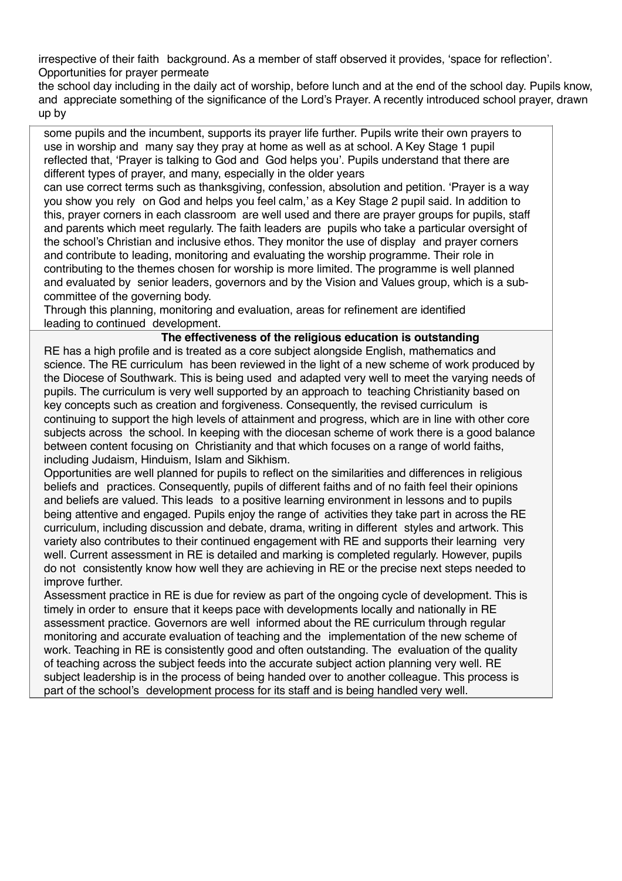irrespective of their faith background. As a member of staff observed it provides, 'space for reflection'. Opportunities for prayer permeate the school day including in the daily act of worship, before lunch and at the end of the school day. Pupils know, and appreciate something of the significance of the Lord's Prayer. A recently introduced school prayer, drawn up by some pupils and the incumbent, supports its prayer life further. Pupils write their own prayers to use in worship and many say they pray at home as well as at school. A Key Stage 1 pupil reflected that, 'Prayer is talking to God and God helps you'. Pupils understand that there are different types of prayer, and many, especially in the older years can use correct terms such as thanksgiving, confession, absolution and petition. 'Prayer is a way you show you rely on God and helps you feel calm,' as a Key Stage 2 pupil said. In addition to this, prayer corners in each classroom are well used and there are prayer groups for pupils, staff and parents which meet regularly. The faith leaders are pupils who take a particular oversight of the school's Christian and inclusive ethos. They monitor the use of display and prayer corners and contribute to leading, monitoring and evaluating the worship programme. Their role in contributing to the themes chosen for worship is more limited. The programme is well planned and evaluated by senior leaders, governors and by the Vision and Values group, which is a sub-committee of the governing body.

Through this planning, monitoring and evaluation, areas for refinement are identified leading to continued development.

**The effectiveness of the religious education is outstanding**

RE has a high profile and is treated as a core subject alongside English, mathematics and science. The RE curriculum has been reviewed in the light of a new scheme of work produced by the Diocese of Southwark. This is being used and adapted very well to meet the varying needs of pupils. The curriculum is very well supported by an approach to teaching Christianity based on key concepts such as creation and forgiveness. Consequently, the revised curriculum is continuing to support the high levels of attainment and progress, which are in line with other core subjects across the school. In keeping with the diocesan scheme of work there is a good balance between content focusing on Christianity and that which focuses on a range of world faiths, including Judaism, Hinduism, Islam and Sikhism.

Opportunities are well planned for pupils to reflect on the similarities and differences in religious beliefs and practices. Consequently, pupils of different faiths and of no faith feel their opinions and beliefs are valued. This leads to a positive learning environment in lessons and to pupils being attentive and engaged. Pupils enjoy the range of activities they take part in across the RE curriculum, including discussion and debate, drama, writing in different styles and artwork. This variety also contributes to their continued engagement with RE and supports their learning very well. Current assessment in RE is detailed and marking is completed regularly. However, pupils do not consistently know how well they are achieving in RE or the precise next steps needed to improve further.

Assessment practice in RE is due for review as part of the ongoing cycle of development. This is timely in order to ensure that it keeps pace with developments locally and nationally in RE assessment practice. Governors are well informed about the RE curriculum through regular monitoring and accurate evaluation of teaching and the implementation of the new scheme of work. Teaching in RE is consistently good and often outstanding. The evaluation of the quality of teaching across the subject feeds into the accurate subject action planning very well. RE subject leadership is in the process of being handed over to another colleague. This process is part of the school's development process for its staff and is being handled very well.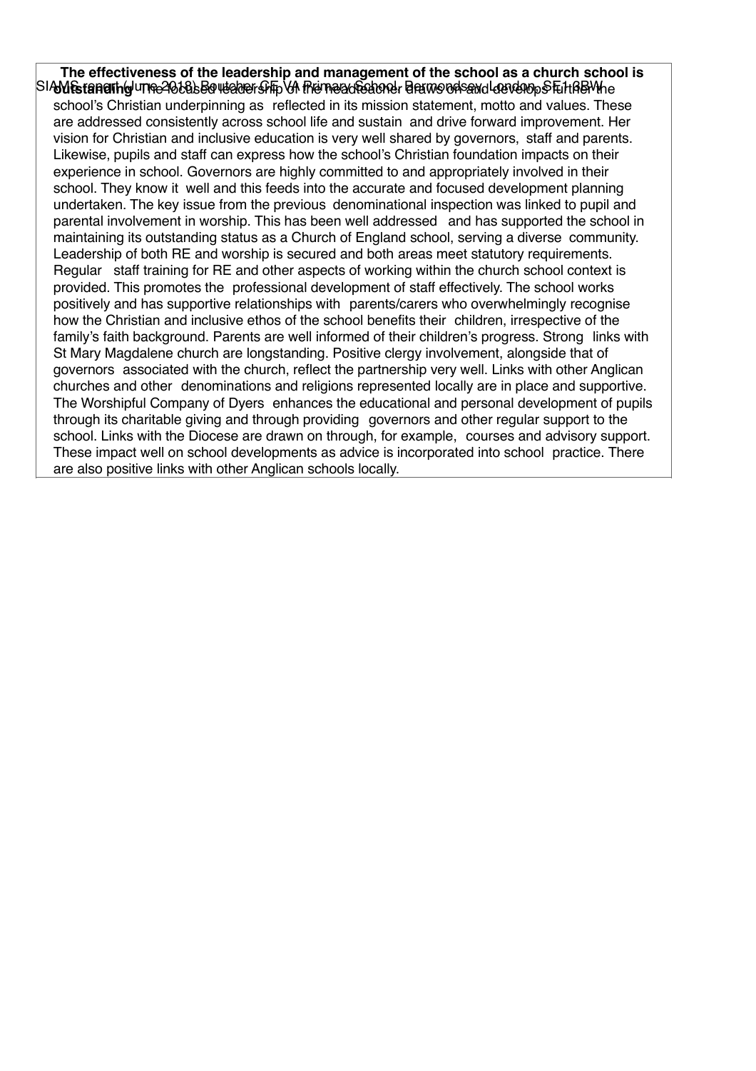**The effectiveness of the leadership and management of the school as a church school is outstanding** The focused leadership of the headteacher draws on and develops further the school's Christian underpinning as reflected in its mission statement, motto and values. These are addressed consistently across school life and sustain and drive forward improvement. Her vision for Christian and inclusive education is very well shared by governors, staff and parents. Likewise, pupils and staff can express how the school's Christian foundation impacts on their experience in school. Governors are highly committed to and appropriately involved in their school. They know it well and this feeds into the accurate and focused development planning undertaken. The key issue from the previous denominational inspection was linked to pupil and parental involvement in worship. This has been well addressed and has supported the school in maintaining its outstanding status as a Church of England school, serving a diverse community. Leadership of both RE and worship is secured and both areas meet statutory requirements. Regular staff training for RE and other aspects of working within the church school context is provided. This promotes the professional development of staff effectively. The school works positively and has supportive relationships with parents/carers who overwhelmingly recognise how the Christian and inclusive ethos of the school benefits their children, irrespective of the family's faith background. Parents are well informed of their children's progress. Strong links with St Mary Magdalene church are longstanding. Positive clergy involvement, alongside that of governors associated with the church, reflect the partnership very well. Links with other Anglican churches and other denominations and religions represented locally are in place and supportive. The Worshipful Company of Dyers enhances the educational and personal development of pupils through its charitable giving and through providing governors and other regular support to the school. Links with the Diocese are drawn on through, for example, courses and advisory support. These impact well on school developments as advice is incorporated into school practice. There are also positive links with other Anglican schools locally.